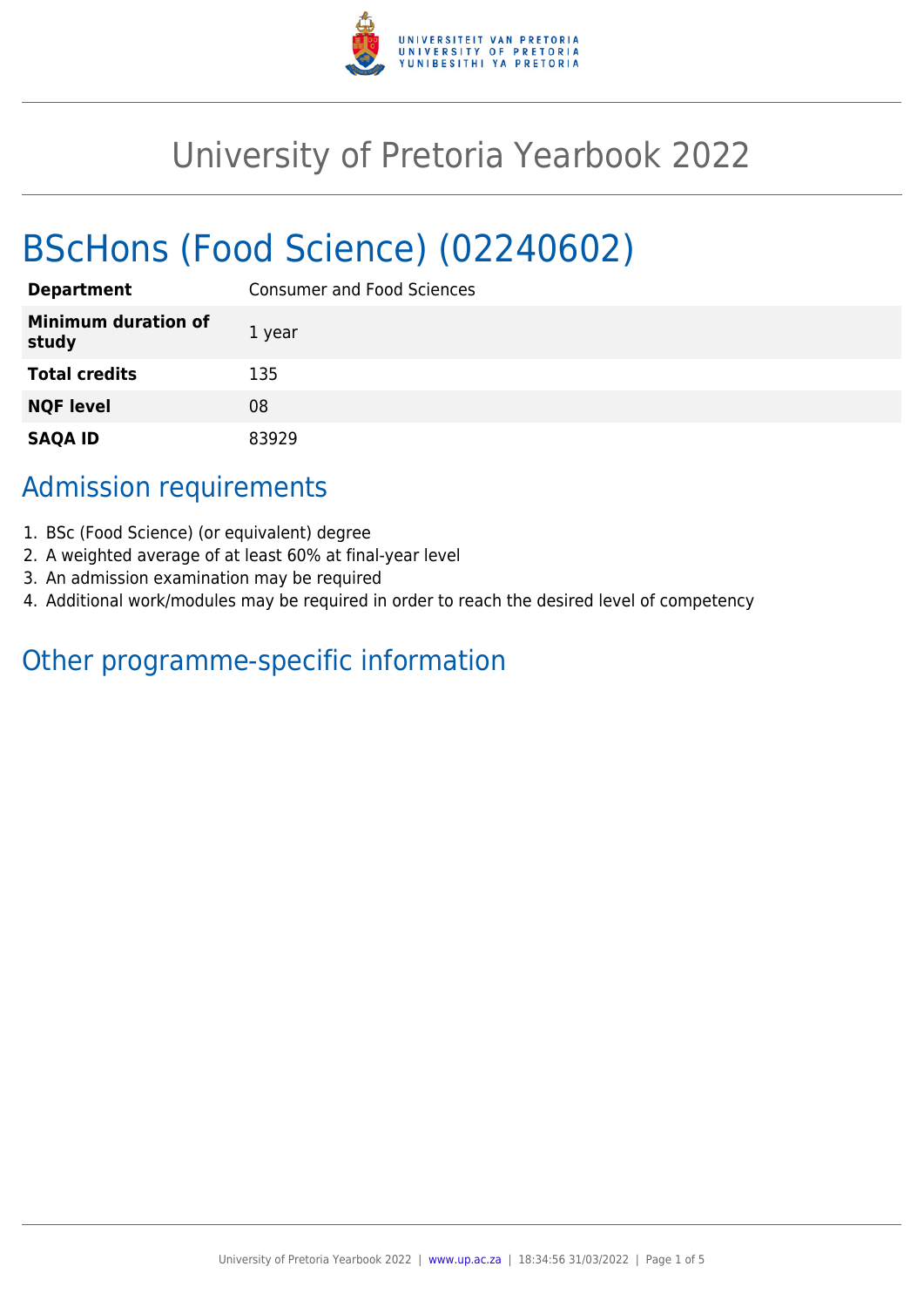# University of Pretoria Yearbook 2022

## BScHons (Food Science) (02240602)

| | |
|---|---|
| **Department** | Consumer and Food Sciences |
| **Minimum duration of study** | 1 year |
| **Total credits** | 135 |
| **NQF level** | 08 |
| **SAQA ID** | 83929 |

## Admission requirements

1. BSc (Food Science) (or equivalent) degree
2. A weighted average of at least 60% at final-year level
3. An admission examination may be required
4. Additional work/modules may be required in order to reach the desired level of competency

## Other programme-specific information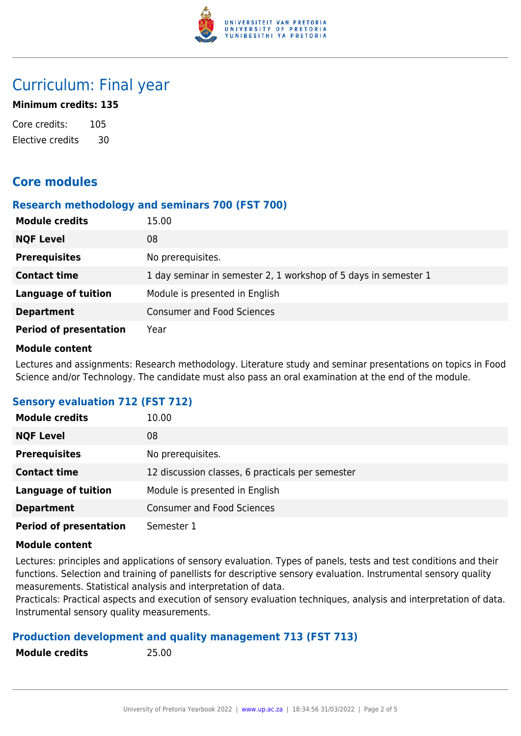# Curriculum: Final year

**Minimum credits: 135**

Core credits: 105
Elective credits 30

## Core modules

### Research methodology and seminars 700 (FST 700)

| | |
|---|---|
| **Module credits** | 15.00 |
| **NQF Level** | 08 |
| **Prerequisites** | No prerequisites. |
| **Contact time** | 1 day seminar in semester 2, 1 workshop of 5 days in semester 1 |
| **Language of tuition** | Module is presented in English |
| **Department** | Consumer and Food Sciences |
| **Period of presentation** | Year |

**Module content**

Lectures and assignments: Research methodology. Literature study and seminar presentations on topics in Food Science and/or Technology. The candidate must also pass an oral examination at the end of the module.

### Sensory evaluation 712 (FST 712)

| | |
|---|---|
| **Module credits** | 10.00 |
| **NQF Level** | 08 |
| **Prerequisites** | No prerequisites. |
| **Contact time** | 12 discussion classes, 6 practicals per semester |
| **Language of tuition** | Module is presented in English |
| **Department** | Consumer and Food Sciences |
| **Period of presentation** | Semester 1 |

**Module content**

Lectures: principles and applications of sensory evaluation. Types of panels, tests and test conditions and their functions. Selection and training of panellists for descriptive sensory evaluation. Instrumental sensory quality measurements. Statistical analysis and interpretation of data.
Practicals: Practical aspects and execution of sensory evaluation techniques, analysis and interpretation of data. Instrumental sensory quality measurements.

### Production development and quality management 713 (FST 713)

| | |
|---|---|
| **Module credits** | 25.00 |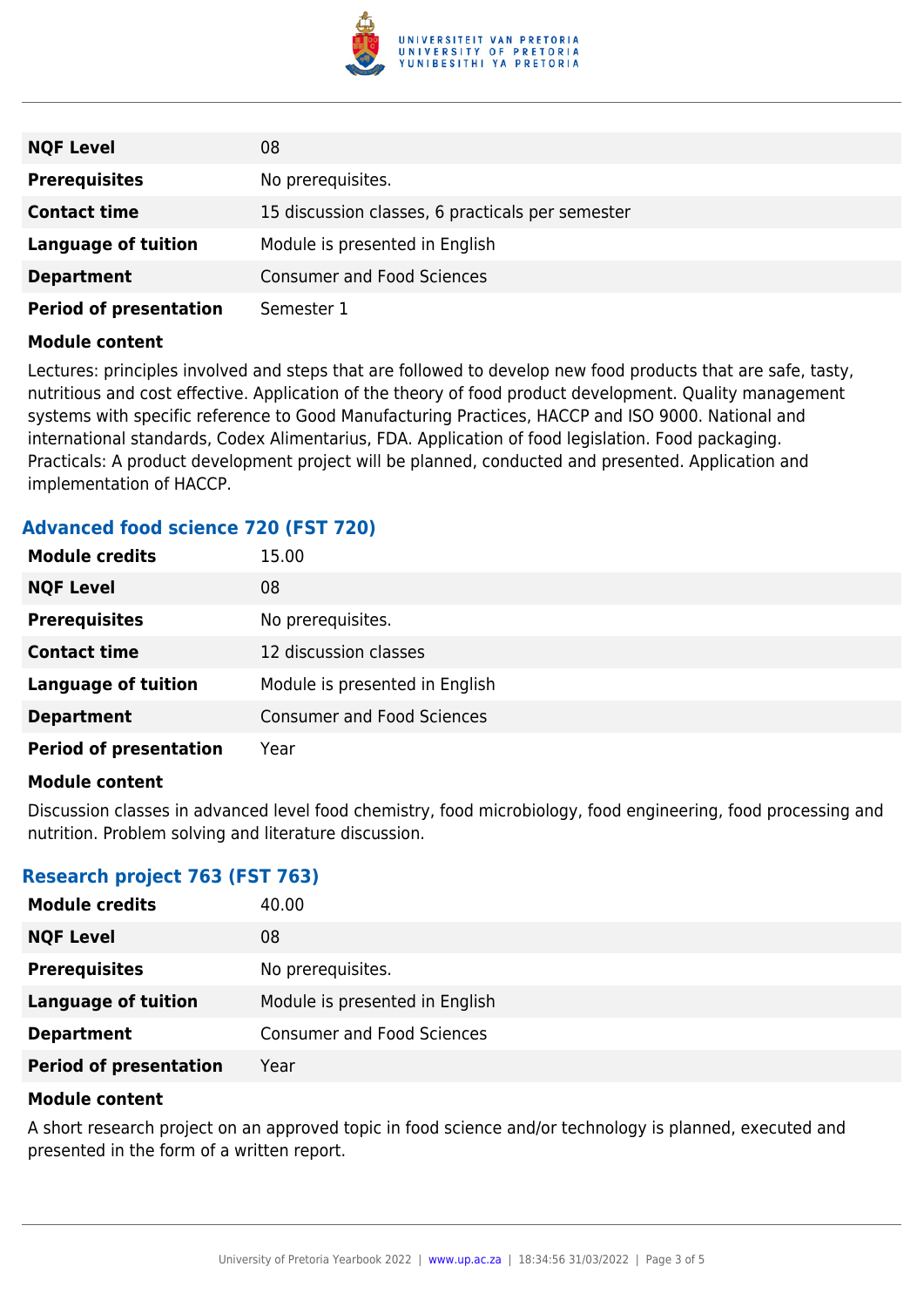| | |
|---|---|
| **NQF Level** | 08 |
| **Prerequisites** | No prerequisites. |
| **Contact time** | 15 discussion classes, 6 practicals per semester |
| **Language of tuition** | Module is presented in English |
| **Department** | Consumer and Food Sciences |
| **Period of presentation** | Semester 1 |

**Module content**

Lectures: principles involved and steps that are followed to develop new food products that are safe, tasty, nutritious and cost effective. Application of the theory of food product development. Quality management systems with specific reference to Good Manufacturing Practices, HACCP and ISO 9000. National and international standards, Codex Alimentarius, FDA. Application of food legislation. Food packaging.
Practicals: A product development project will be planned, conducted and presented. Application and implementation of HACCP.

### Advanced food science 720 (FST 720)

| | |
|---|---|
| **Module credits** | 15.00 |
| **NQF Level** | 08 |
| **Prerequisites** | No prerequisites. |
| **Contact time** | 12 discussion classes |
| **Language of tuition** | Module is presented in English |
| **Department** | Consumer and Food Sciences |
| **Period of presentation** | Year |

**Module content**

Discussion classes in advanced level food chemistry, food microbiology, food engineering, food processing and nutrition. Problem solving and literature discussion.

### Research project 763 (FST 763)

| | |
|---|---|
| **Module credits** | 40.00 |
| **NQF Level** | 08 |
| **Prerequisites** | No prerequisites. |
| **Language of tuition** | Module is presented in English |
| **Department** | Consumer and Food Sciences |
| **Period of presentation** | Year |

**Module content**

A short research project on an approved topic in food science and/or technology is planned, executed and presented in the form of a written report.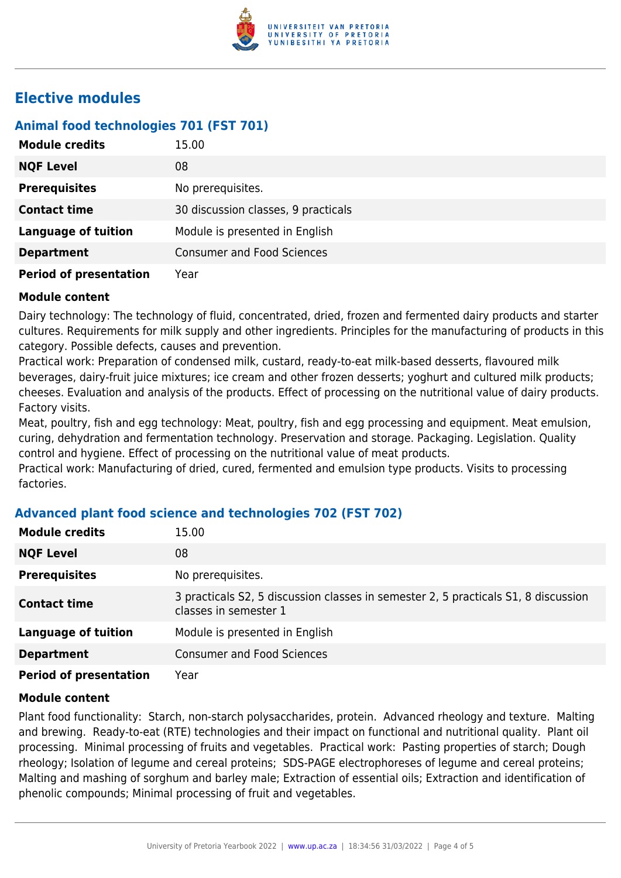## Elective modules

### Animal food technologies 701 (FST 701)

| | |
|---|---|
| **Module credits** | 15.00 |
| **NQF Level** | 08 |
| **Prerequisites** | No prerequisites. |
| **Contact time** | 30 discussion classes, 9 practicals |
| **Language of tuition** | Module is presented in English |
| **Department** | Consumer and Food Sciences |
| **Period of presentation** | Year |

**Module content**

Dairy technology: The technology of fluid, concentrated, dried, frozen and fermented dairy products and starter cultures. Requirements for milk supply and other ingredients. Principles for the manufacturing of products in this category. Possible defects, causes and prevention.
Practical work: Preparation of condensed milk, custard, ready-to-eat milk-based desserts, flavoured milk beverages, dairy-fruit juice mixtures; ice cream and other frozen desserts; yoghurt and cultured milk products; cheeses. Evaluation and analysis of the products. Effect of processing on the nutritional value of dairy products. Factory visits.
Meat, poultry, fish and egg technology: Meat, poultry, fish and egg processing and equipment. Meat emulsion, curing, dehydration and fermentation technology. Preservation and storage. Packaging. Legislation. Quality control and hygiene. Effect of processing on the nutritional value of meat products.
Practical work: Manufacturing of dried, cured, fermented and emulsion type products. Visits to processing factories.

### Advanced plant food science and technologies 702 (FST 702)

| | |
|---|---|
| **Module credits** | 15.00 |
| **NQF Level** | 08 |
| **Prerequisites** | No prerequisites. |
| **Contact time** | 3 practicals S2, 5 discussion classes in semester 2, 5 practicals S1, 8 discussion classes in semester 1 |
| **Language of tuition** | Module is presented in English |
| **Department** | Consumer and Food Sciences |
| **Period of presentation** | Year |

**Module content**

Plant food functionality: Starch, non-starch polysaccharides, protein. Advanced rheology and texture. Malting and brewing. Ready-to-eat (RTE) technologies and their impact on functional and nutritional quality. Plant oil processing. Minimal processing of fruits and vegetables. Practical work: Pasting properties of starch; Dough rheology; Isolation of legume and cereal proteins; SDS-PAGE electrophoreses of legume and cereal proteins; Malting and mashing of sorghum and barley male; Extraction of essential oils; Extraction and identification of phenolic compounds; Minimal processing of fruit and vegetables.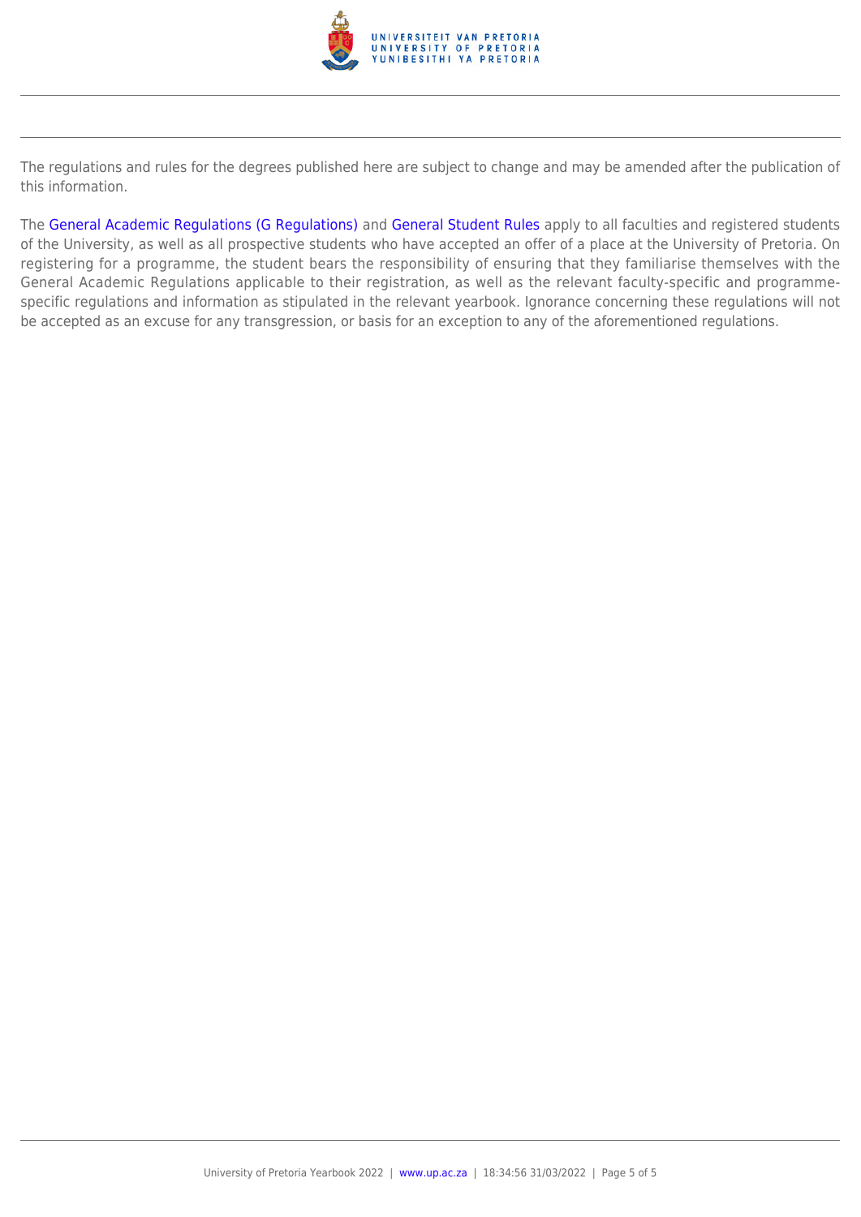The regulations and rules for the degrees published here are subject to change and may be amended after the publication of this information.

The General Academic Regulations (G Regulations) and General Student Rules apply to all faculties and registered students of the University, as well as all prospective students who have accepted an offer of a place at the University of Pretoria. On registering for a programme, the student bears the responsibility of ensuring that they familiarise themselves with the General Academic Regulations applicable to their registration, as well as the relevant faculty-specific and programme-specific regulations and information as stipulated in the relevant yearbook. Ignorance concerning these regulations will not be accepted as an excuse for any transgression, or basis for an exception to any of the aforementioned regulations.